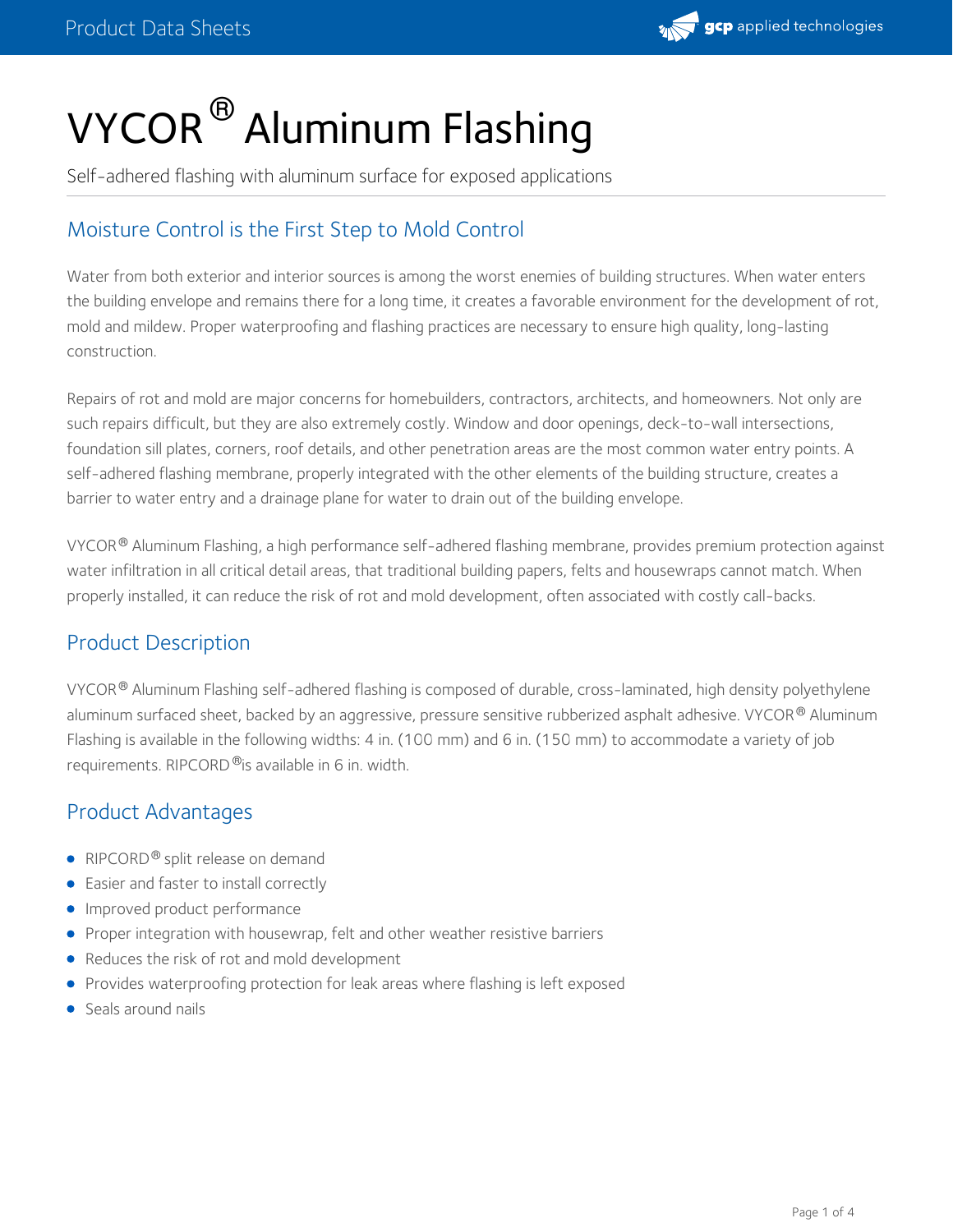# VYCOR® Aluminum Flashing

Self-adhered flashing with aluminum surface for exposed applications

## Moisture Control is the First Step to Mold Control

Water from both exterior and interior sources is among the worst enemies of building structures. When water enters the building envelope and remains there for a long time, it creates a favorable environment for the development of rot, mold and mildew. Proper waterproofing and flashing practices are necessary to ensure high quality, long-lasting construction.

Repairs of rot and mold are major concerns for homebuilders, contractors, architects, and homeowners. Not only are such repairs difficult, but they are also extremely costly. Window and door openings, deck-to-wall intersections, foundation sill plates, corners, roof details, and other penetration areas are the most common water entry points. A self-adhered flashing membrane, properly integrated with the other elements of the building structure, creates a barrier to water entry and a drainage plane for water to drain out of the building envelope.

VYCOR® Aluminum Flashing, a high performance self-adhered flashing membrane, provides premium protection against water infiltration in all critical detail areas, that traditional building papers, felts and housewraps cannot match. When properly installed, it can reduce the risk of rot and mold development, often associated with costly call-backs.

## Product Description

VYCOR® Aluminum Flashing self-adhered flashing is composed of durable, cross-laminated, high density polyethylene aluminum surfaced sheet, backed by an aggressive, pressure sensitive rubberized asphalt adhesive. VYCOR® Aluminum Flashing is available in the following widths: 4 in. (100 mm) and 6 in. (150 mm) to accommodate a variety of job requirements. RIPCORD®is available in 6 in. width.

## Product Advantages

- RIPCORD® split release on demand
- Easier and faster to install correctly
- Improved product performance
- Proper integration with housewrap, felt and other weather resistive barriers
- Reduces the risk of rot and mold development
- Provides waterproofing protection for leak areas where flashing is left exposed
- Seals around nails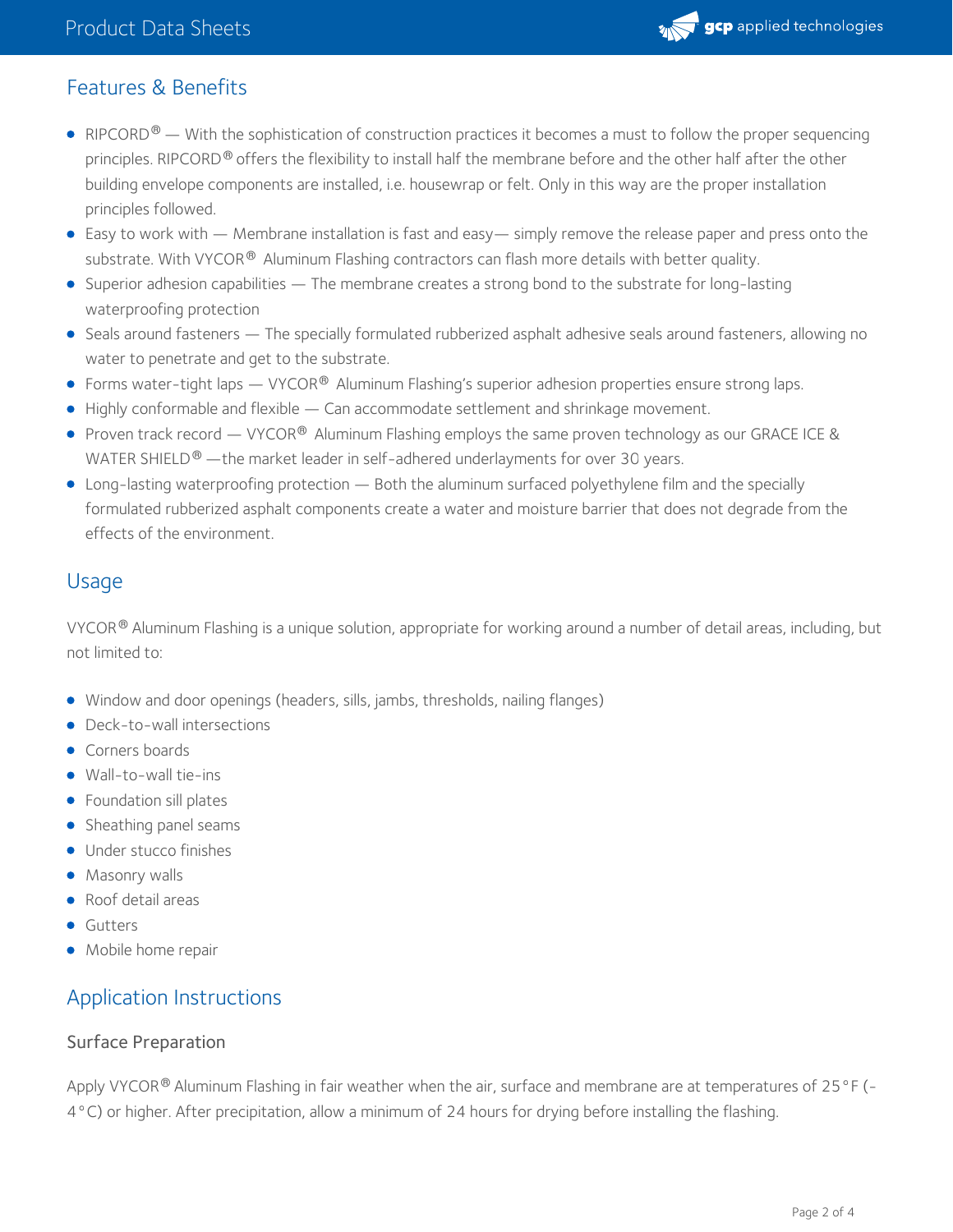## Features & Benefits

- RIPCORD® — With the sophistication of construction practices it becomes a must to follow the proper sequencing principles. RIPCORD® offers the flexibility to install half the membrane before and the other half after the other building envelope components are installed, i.e. housewrap or felt. Only in this way are the proper installation principles followed.
- Easy to work with — Membrane installation is fast and easy— simply remove the release paper and press onto the substrate. With VYCOR® Aluminum Flashing contractors can flash more details with better quality.
- Superior adhesion capabilities — The membrane creates a strong bond to the substrate for long-lasting waterproofing protection
- Seals around fasteners — The specially formulated rubberized asphalt adhesive seals around fasteners, allowing no water to penetrate and get to the substrate.
- Forms water-tight laps — VYCOR® Aluminum Flashing's superior adhesion properties ensure strong laps.
- Highly conformable and flexible — Can accommodate settlement and shrinkage movement.
- Proven track record — VYCOR® Aluminum Flashing employs the same proven technology as our GRACE ICE & WATER SHIELD® —the market leader in self-adhered underlayments for over 30 years.
- Long-lasting waterproofing protection — Both the aluminum surfaced polyethylene film and the specially formulated rubberized asphalt components create a water and moisture barrier that does not degrade from the effects of the environment.

## Usage

VYCOR® Aluminum Flashing is a unique solution, appropriate for working around a number of detail areas, including, but not limited to:

- Window and door openings (headers, sills, jambs, thresholds, nailing flanges)
- Deck-to-wall intersections
- Corners boards
- Wall-to-wall tie-ins
- Foundation sill plates
- Sheathing panel seams
- Under stucco finishes
- Masonry walls
- Roof detail areas
- Gutters
- Mobile home repair

## Application Instructions

### Surface Preparation

Apply VYCOR® Aluminum Flashing in fair weather when the air, surface and membrane are at temperatures of 25°F (-4°C) or higher. After precipitation, allow a minimum of 24 hours for drying before installing the flashing.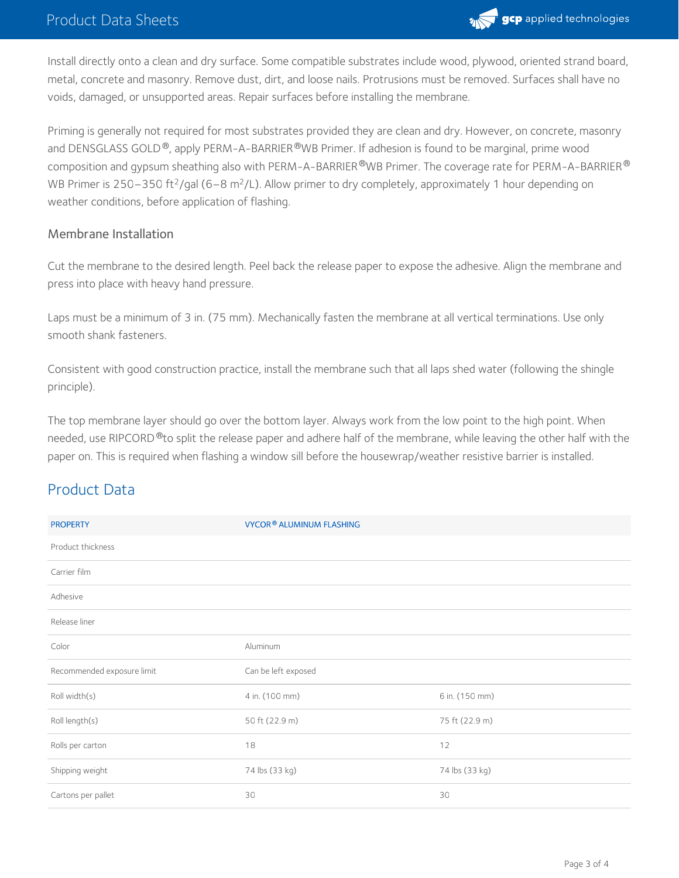Install directly onto a clean and dry surface. Some compatible substrates include wood, plywood, oriented strand board, metal, concrete and masonry. Remove dust, dirt, and loose nails. Protrusions must be removed. Surfaces shall have no voids, damaged, or unsupported areas. Repair surfaces before installing the membrane.

Priming is generally not required for most substrates provided they are clean and dry. However, on concrete, masonry and DENSGLASS GOLD®, apply PERM-A-BARRIER® WB Primer. If adhesion is found to be marginal, prime wood composition and gypsum sheathing also with PERM-A-BARRIER® WB Primer. The coverage rate for PERM-A-BARRIER® WB Primer is 250–350 $ft^2$/gal (6–8 $m^2$/L). Allow primer to dry completely, approximately 1 hour depending on weather conditions, before application of flashing.

### Membrane Installation

Cut the membrane to the desired length. Peel back the release paper to expose the adhesive. Align the membrane and press into place with heavy hand pressure.

Laps must be a minimum of 3 in. (75 mm). Mechanically fasten the membrane at all vertical terminations. Use only smooth shank fasteners.

Consistent with good construction practice, install the membrane such that all laps shed water (following the shingle principle).

The top membrane layer should go over the bottom layer. Always work from the low point to the high point. When needed, use RIPCORD® to split the release paper and adhere half of the membrane, while leaving the other half with the paper on. This is required when flashing a window sill before the housewrap/weather resistive barrier is installed.

## Product Data

| PROPERTY | VYCOR® ALUMINUM FLASHING | |
|---|---|---|
| Product thickness | | |
| Carrier film | | |
| Adhesive | | |
| Release liner | | |
| Color | Aluminum | |
| Recommended exposure limit | Can be left exposed | |
| Roll width(s) | 4 in. (100 mm) | 6 in. (150 mm) |
| Roll length(s) | 50 ft (22.9 m) | 75 ft (22.9 m) |
| Rolls per carton | 18 | 12 |
| Shipping weight | 74 lbs (33 kg) | 74 lbs (33 kg) |
| Cartons per pallet | 30 | 30 |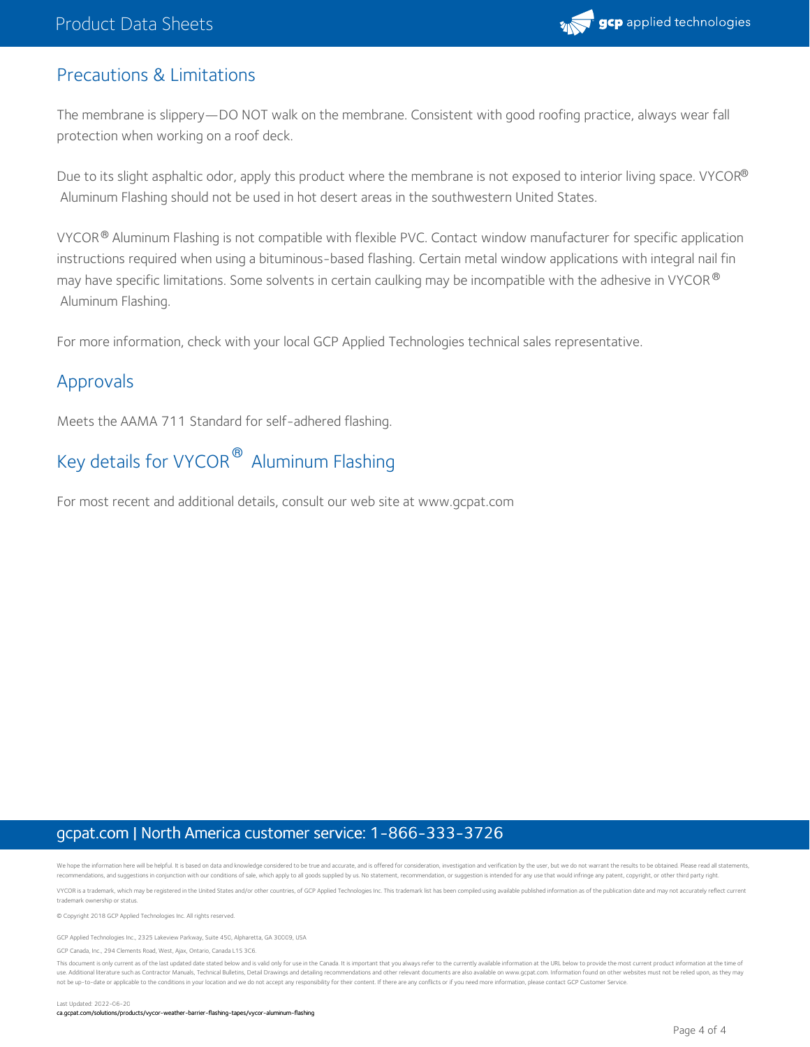## Precautions & Limitations

The membrane is slippery—DO NOT walk on the membrane. Consistent with good roofing practice, always wear fall protection when working on a roof deck.

Due to its slight asphaltic odor, apply this product where the membrane is not exposed to interior living space. VYCOR® Aluminum Flashing should not be used in hot desert areas in the southwestern United States.

VYCOR® Aluminum Flashing is not compatible with flexible PVC. Contact window manufacturer for specific application instructions required when using a bituminous-based flashing. Certain metal window applications with integral nail fin may have specific limitations. Some solvents in certain caulking may be incompatible with the adhesive in VYCOR® Aluminum Flashing.

For more information, check with your local GCP Applied Technologies technical sales representative.

## Approvals

Meets the AAMA 711 Standard for self-adhered flashing.

## Key details for VYCOR® Aluminum Flashing

For most recent and additional details, consult our web site at www.gcpat.com

gcpat.com | North America customer service: 1-866-333-3726

We hope the information here will be helpful. It is based on data and knowledge considered to be true and accurate, and is offered for consideration, investigation and verification by the user, but we do not warrant the results to be obtained. Please read all statements, recommendations, and suggestions in conjunction with our conditions of sale, which apply to all goods supplied by us. No statement, recommendation, or suggestion is intended for any use that would infringe any patent, copyright, or other third party right.

VYCOR is a trademark, which may be registered in the United States and/or other countries, of GCP Applied Technologies Inc. This trademark list has been compiled using available published information as of the publication date and may not accurately reflect current trademark ownership or status.

© Copyright 2018 GCP Applied Technologies Inc. All rights reserved.

GCP Applied Technologies Inc., 2325 Lakeview Parkway, Suite 450, Alpharetta, GA 30009, USA

GCP Canada, Inc., 294 Clements Road, West, Ajax, Ontario, Canada L1S 3C6.

This document is only current as of the last updated date stated below and is valid only for use in the Canada. It is important that you always refer to the currently available information at the URL below to provide the most current product information at the time of use. Additional literature such as Contractor Manuals, Technical Bulletins, Detail Drawings and detailing recommendations and other relevant documents are also available on www.gcpat.com. Information found on other websites must not be relied upon, as they may not be up-to-date or applicable to the conditions in your location and we do not accept any responsibility for their content. If there are any conflicts or if you need more information, please contact GCP Customer Service.

Last Updated: 2022-06-20

ca.gcpat.com/solutions/products/vycor-weather-barrier-flashing-tapes/vycor-aluminum-flashing